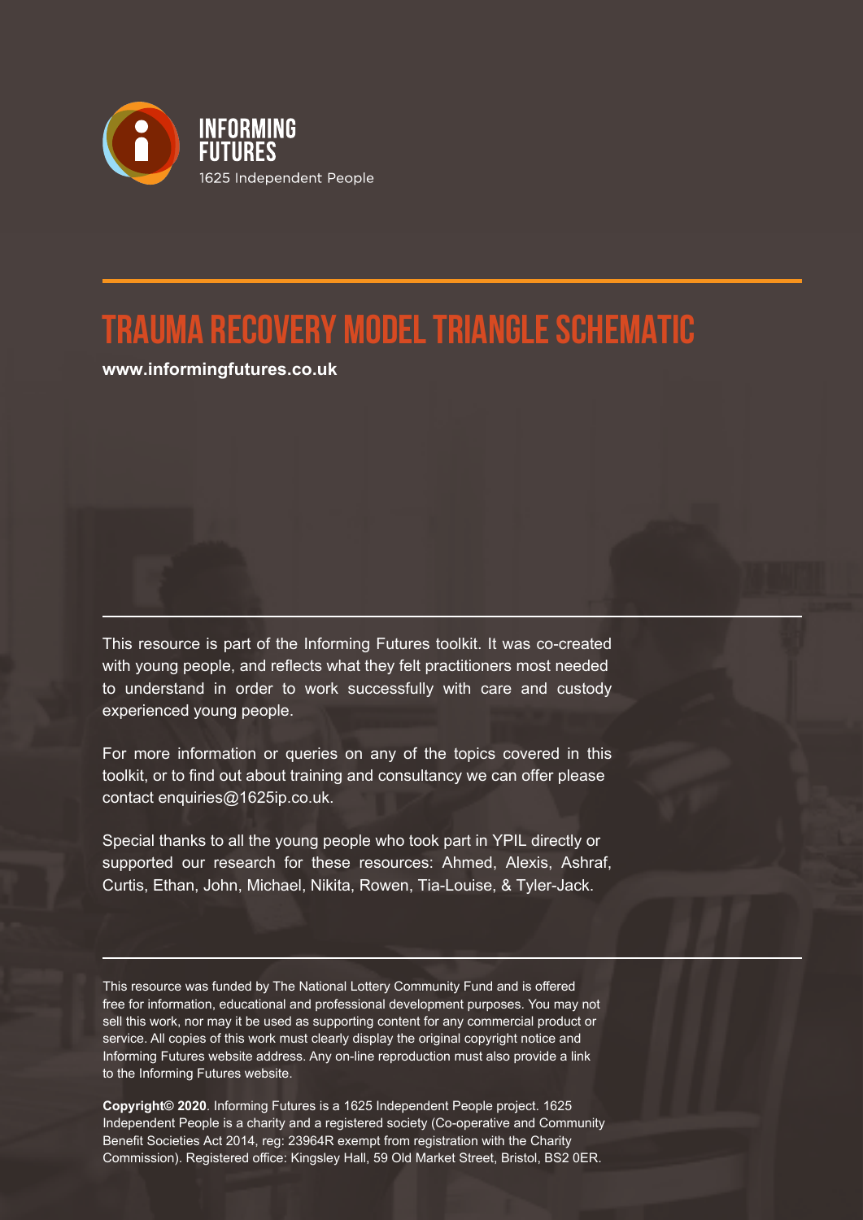INFORMING FUTURES

1625 Independent People

# TRAUMA RECOVERY MODEL TRIANGLE SCHEMATIC

**www.informingfutures.co.uk**

This resource is part of the Informing Futures toolkit. It was co-created with young people, and reflects what they felt practitioners most needed to understand in order to work successfully with care and custody experienced young people.

For more information or queries on any of the topics covered in this toolkit, or to find out about training and consultancy we can offer please contact enquiries@1625ip.co.uk.

Special thanks to all the young people who took part in YPIL directly or supported our research for these resources: Ahmed, Alexis, Ashraf, Curtis, Ethan, John, Michael, Nikita, Rowen, Tia-Louise, & Tyler-Jack.

This resource was funded by The National Lottery Community Fund and is offered free for information, educational and professional development purposes. You may not sell this work, nor may it be used as supporting content for any commercial product or service. All copies of this work must clearly display the original copyright notice and Informing Futures website address. Any on-line reproduction must also provide a link to the Informing Futures website.

**Copyright© 2020**. Informing Futures is a 1625 Independent People project. 1625 Independent People is a charity and a registered society (Co-operative and Community Benefit Societies Act 2014, reg: 23964R exempt from registration with the Charity Commission). Registered office: Kingsley Hall, 59 Old Market Street, Bristol, BS2 0ER.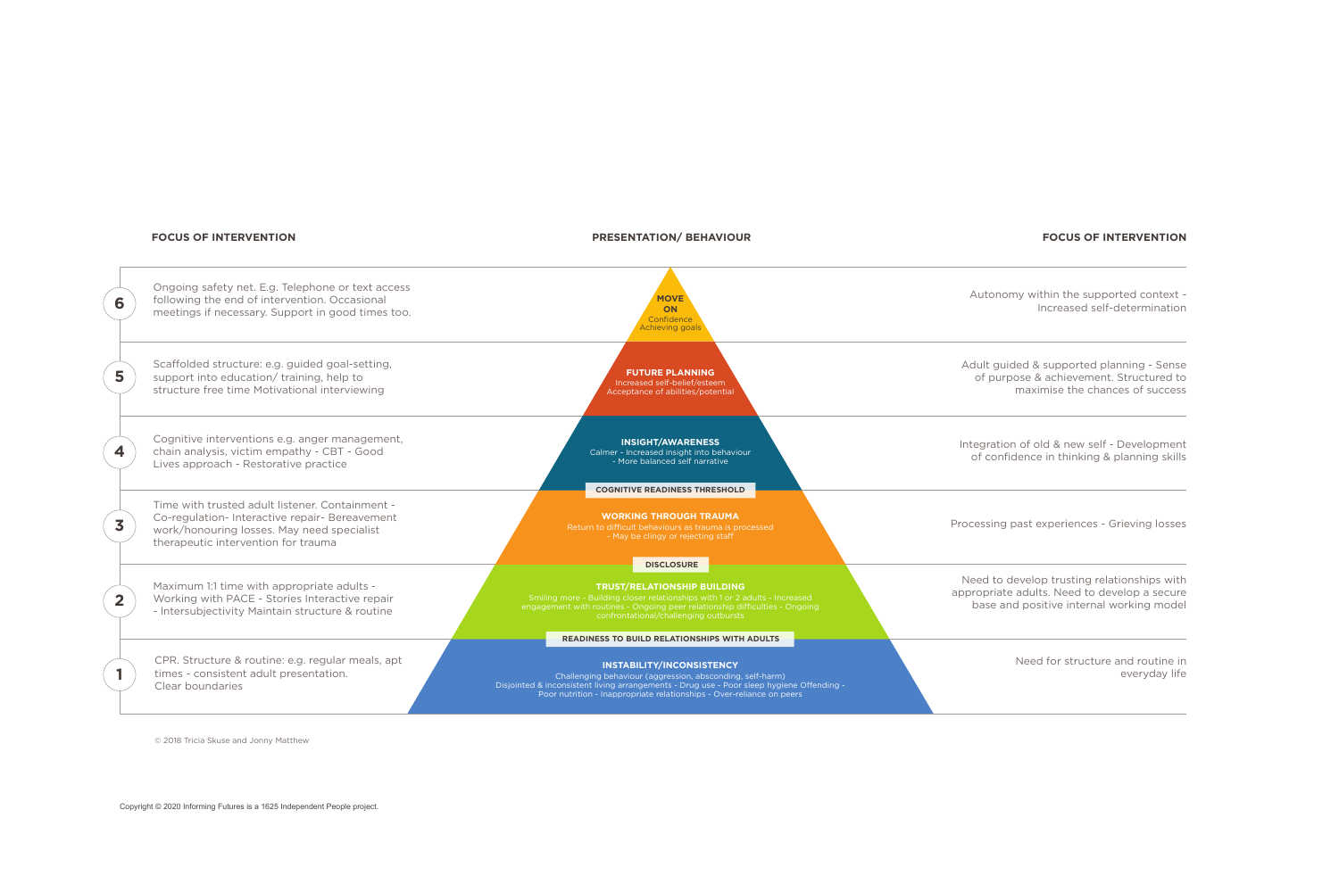| FOCUS OF INTERVENTION | | PRESENTATION/ BEHAVIOUR | FOCUS OF INTERVENTION |
| --- | --- | --- | --- |
| 6 | Ongoing safety net. E.g. Telephone or text access following the end of intervention. Occasional meetings if necessary. Support in good times too. | **MOVE ON** Confidence Achieving goals | Autonomy within the supported context - Increased self-determination |
| 5 | Scaffolded structure: e.g. guided goal-setting, support into education/ training, help to structure free time Motivational interviewing | **FUTURE PLANNING** Increased self-belief/esteem Acceptance of abilities/potential | Adult guided & supported planning - Sense of purpose & achievement. Structured to maximise the chances of success |
| 4 | Cognitive interventions e.g. anger management, chain analysis, victim empathy - CBT - Good Lives approach - Restorative practice | **INSIGHT/AWARENESS** Calmer - Increased insight into behaviour - More balanced self narrative | Integration of old & new self - Development of confidence in thinking & planning skills |
| | | **COGNITIVE READINESS THRESHOLD** | |
| 3 | Time with trusted adult listener. Containment - Co-regulation- Interactive repair- Bereavement work/honouring losses. May need specialist therapeutic intervention for trauma | **WORKING THROUGH TRAUMA** Return to difficult behaviours as trauma is processed - May be clingy or rejecting staff | Processing past experiences - Grieving losses |
| | | **DISCLOSURE** | |
| 2 | Maximum 1:1 time with appropriate adults - Working with PACE - Stories Interactive repair - Intersubjectivity Maintain structure & routine | **TRUST/RELATIONSHIP BUILDING** Smiling more - Building closer relationships with 1 or 2 adults - Increased engagement with routines - Ongoing peer relationship difficulties - Ongoing confrontational/challenging outbursts | Need to develop trusting relationships with appropriate adults. Need to develop a secure base and positive internal working model |
| | | **READINESS TO BUILD RELATIONSHIPS WITH ADULTS** | |
| 1 | CPR. Structure & routine: e.g. regular meals, apt times - consistent adult presentation. Clear boundaries | **INSTABILITY/INCONSISTENCY** Challenging behaviour (aggression, absconding, self-harm) Disjointed & inconsistent living arrangements - Drug use - Poor sleep hygiene Offending - Poor nutrition - Inappropriate relationships - Over-reliance on peers | Need for structure and routine in everyday life |

© 2018 Tricia Skuse and Jonny Matthew

Copyright © 2020 Informing Futures is a 1625 Independent People project.